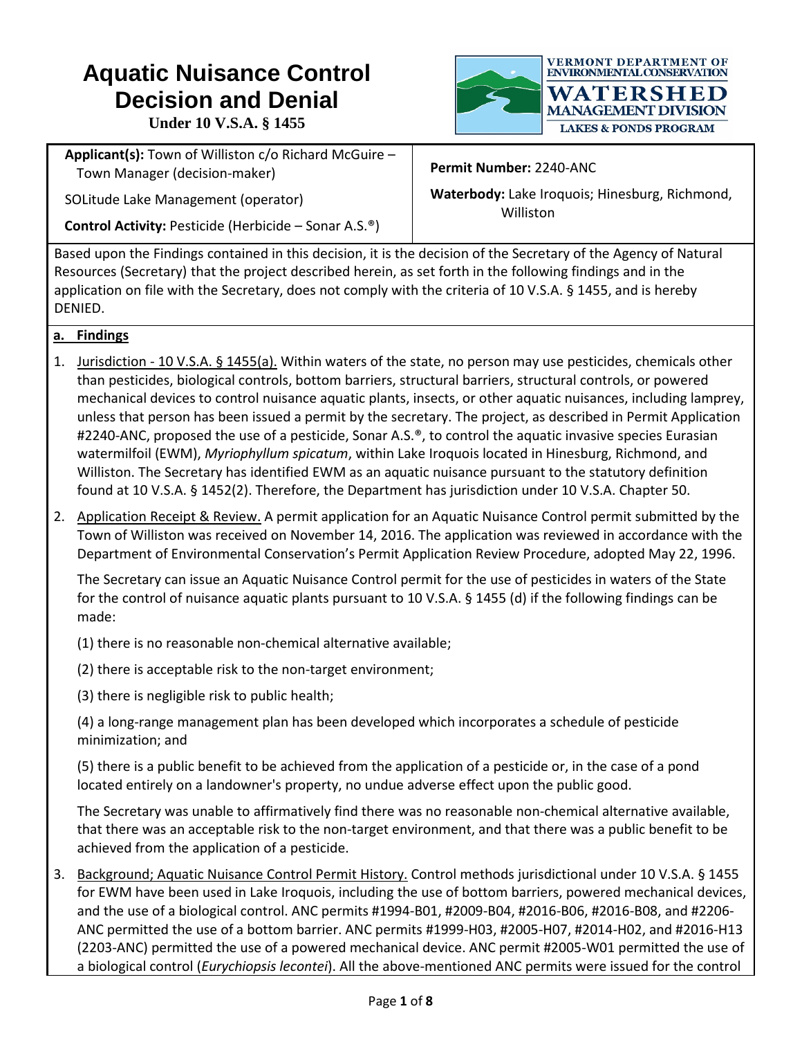# Aquatic Nuisance Control Decision and Denial

**Under 10 V.S.A. § 1455**

VERMONT DEPARTMENT OF ENVIRONMENTAL CONSERVATION
WATERSHED MANAGEMENT DIVISION
LAKES & PONDS PROGRAM

| | |
|---|---|
| **Applicant(s):** Town of Williston c/o Richard McGuire – Town Manager (decision-maker)<br><br>SOLitude Lake Management (operator)<br><br>**Control Activity:** Pesticide (Herbicide – Sonar A.S.®) | **Permit Number:** 2240-ANC<br><br>**Waterbody:** Lake Iroquois; Hinesburg, Richmond, Williston |

Based upon the Findings contained in this decision, it is the decision of the Secretary of the Agency of Natural Resources (Secretary) that the project described herein, as set forth in the following findings and in the application on file with the Secretary, does not comply with the criteria of 10 V.S.A. § 1455, and is hereby DENIED.

**a. Findings**

1. Jurisdiction - 10 V.S.A. § 1455(a). Within waters of the state, no person may use pesticides, chemicals other than pesticides, biological controls, bottom barriers, structural barriers, structural controls, or powered mechanical devices to control nuisance aquatic plants, insects, or other aquatic nuisances, including lamprey, unless that person has been issued a permit by the secretary. The project, as described in Permit Application #2240-ANC, proposed the use of a pesticide, Sonar A.S.®, to control the aquatic invasive species Eurasian watermilfoil (EWM), *Myriophyllum spicatum*, within Lake Iroquois located in Hinesburg, Richmond, and Williston. The Secretary has identified EWM as an aquatic nuisance pursuant to the statutory definition found at 10 V.S.A. § 1452(2). Therefore, the Department has jurisdiction under 10 V.S.A. Chapter 50.

2. Application Receipt & Review. A permit application for an Aquatic Nuisance Control permit submitted by the Town of Williston was received on November 14, 2016. The application was reviewed in accordance with the Department of Environmental Conservation's Permit Application Review Procedure, adopted May 22, 1996.

   The Secretary can issue an Aquatic Nuisance Control permit for the use of pesticides in waters of the State for the control of nuisance aquatic plants pursuant to 10 V.S.A. § 1455 (d) if the following findings can be made:

   (1) there is no reasonable non-chemical alternative available;

   (2) there is acceptable risk to the non-target environment;

   (3) there is negligible risk to public health;

   (4) a long-range management plan has been developed which incorporates a schedule of pesticide minimization; and

   (5) there is a public benefit to be achieved from the application of a pesticide or, in the case of a pond located entirely on a landowner's property, no undue adverse effect upon the public good.

   The Secretary was unable to affirmatively find there was no reasonable non-chemical alternative available, that there was an acceptable risk to the non-target environment, and that there was a public benefit to be achieved from the application of a pesticide.

3. Background; Aquatic Nuisance Control Permit History. Control methods jurisdictional under 10 V.S.A. § 1455 for EWM have been used in Lake Iroquois, including the use of bottom barriers, powered mechanical devices, and the use of a biological control. ANC permits #1994-B01, #2009-B04, #2016-B06, #2016-B08, and #2206-ANC permitted the use of a bottom barrier. ANC permits #1999-H03, #2005-H07, #2014-H02, and #2016-H13 (2203-ANC) permitted the use of a powered mechanical device. ANC permit #2005-W01 permitted the use of a biological control (*Eurychiopsis lecontei*). All the above-mentioned ANC permits were issued for the control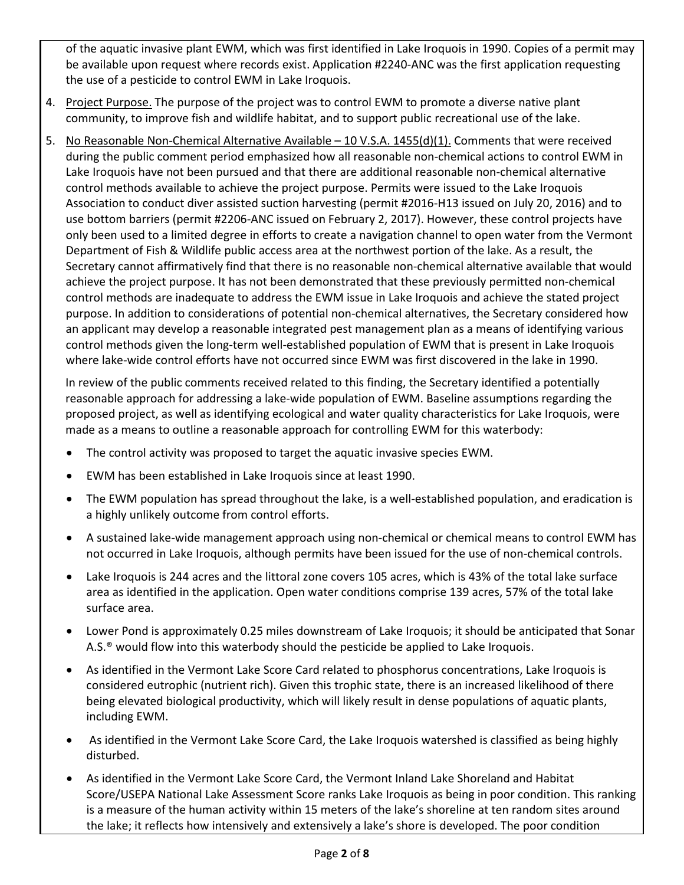of the aquatic invasive plant EWM, which was first identified in Lake Iroquois in 1990. Copies of a permit may be available upon request where records exist. Application #2240-ANC was the first application requesting the use of a pesticide to control EWM in Lake Iroquois.

4. Project Purpose. The purpose of the project was to control EWM to promote a diverse native plant community, to improve fish and wildlife habitat, and to support public recreational use of the lake.

5. No Reasonable Non-Chemical Alternative Available – 10 V.S.A. 1455(d)(1). Comments that were received during the public comment period emphasized how all reasonable non-chemical actions to control EWM in Lake Iroquois have not been pursued and that there are additional reasonable non-chemical alternative control methods available to achieve the project purpose. Permits were issued to the Lake Iroquois Association to conduct diver assisted suction harvesting (permit #2016-H13 issued on July 20, 2016) and to use bottom barriers (permit #2206-ANC issued on February 2, 2017). However, these control projects have only been used to a limited degree in efforts to create a navigation channel to open water from the Vermont Department of Fish & Wildlife public access area at the northwest portion of the lake. As a result, the Secretary cannot affirmatively find that there is no reasonable non-chemical alternative available that would achieve the project purpose. It has not been demonstrated that these previously permitted non-chemical control methods are inadequate to address the EWM issue in Lake Iroquois and achieve the stated project purpose. In addition to considerations of potential non-chemical alternatives, the Secretary considered how an applicant may develop a reasonable integrated pest management plan as a means of identifying various control methods given the long-term well-established population of EWM that is present in Lake Iroquois where lake-wide control efforts have not occurred since EWM was first discovered in the lake in 1990.

   In review of the public comments received related to this finding, the Secretary identified a potentially reasonable approach for addressing a lake-wide population of EWM. Baseline assumptions regarding the proposed project, as well as identifying ecological and water quality characteristics for Lake Iroquois, were made as a means to outline a reasonable approach for controlling EWM for this waterbody:

   - The control activity was proposed to target the aquatic invasive species EWM.
   - EWM has been established in Lake Iroquois since at least 1990.
   - The EWM population has spread throughout the lake, is a well-established population, and eradication is a highly unlikely outcome from control efforts.
   - A sustained lake-wide management approach using non-chemical or chemical means to control EWM has not occurred in Lake Iroquois, although permits have been issued for the use of non-chemical controls.
   - Lake Iroquois is 244 acres and the littoral zone covers 105 acres, which is 43% of the total lake surface area as identified in the application. Open water conditions comprise 139 acres, 57% of the total lake surface area.
   - Lower Pond is approximately 0.25 miles downstream of Lake Iroquois; it should be anticipated that Sonar A.S.® would flow into this waterbody should the pesticide be applied to Lake Iroquois.
   - As identified in the Vermont Lake Score Card related to phosphorus concentrations, Lake Iroquois is considered eutrophic (nutrient rich). Given this trophic state, there is an increased likelihood of there being elevated biological productivity, which will likely result in dense populations of aquatic plants, including EWM.
   - As identified in the Vermont Lake Score Card, the Lake Iroquois watershed is classified as being highly disturbed.
   - As identified in the Vermont Lake Score Card, the Vermont Inland Lake Shoreland and Habitat Score/USEPA National Lake Assessment Score ranks Lake Iroquois as being in poor condition. This ranking is a measure of the human activity within 15 meters of the lake's shoreline at ten random sites around the lake; it reflects how intensively and extensively a lake's shore is developed. The poor condition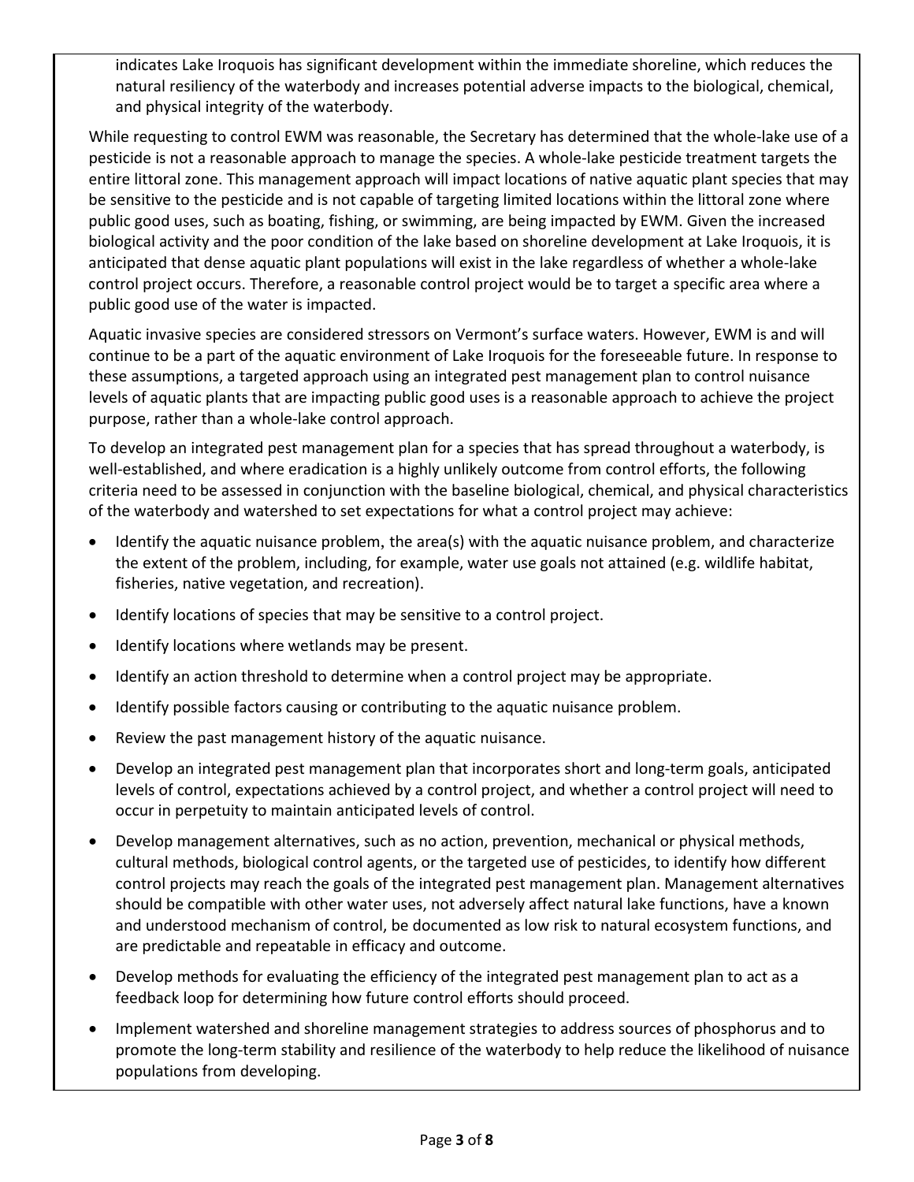indicates Lake Iroquois has significant development within the immediate shoreline, which reduces the natural resiliency of the waterbody and increases potential adverse impacts to the biological, chemical, and physical integrity of the waterbody.

While requesting to control EWM was reasonable, the Secretary has determined that the whole-lake use of a pesticide is not a reasonable approach to manage the species. A whole-lake pesticide treatment targets the entire littoral zone. This management approach will impact locations of native aquatic plant species that may be sensitive to the pesticide and is not capable of targeting limited locations within the littoral zone where public good uses, such as boating, fishing, or swimming, are being impacted by EWM. Given the increased biological activity and the poor condition of the lake based on shoreline development at Lake Iroquois, it is anticipated that dense aquatic plant populations will exist in the lake regardless of whether a whole-lake control project occurs. Therefore, a reasonable control project would be to target a specific area where a public good use of the water is impacted.

Aquatic invasive species are considered stressors on Vermont's surface waters. However, EWM is and will continue to be a part of the aquatic environment of Lake Iroquois for the foreseeable future. In response to these assumptions, a targeted approach using an integrated pest management plan to control nuisance levels of aquatic plants that are impacting public good uses is a reasonable approach to achieve the project purpose, rather than a whole-lake control approach.

To develop an integrated pest management plan for a species that has spread throughout a waterbody, is well-established, and where eradication is a highly unlikely outcome from control efforts, the following criteria need to be assessed in conjunction with the baseline biological, chemical, and physical characteristics of the waterbody and watershed to set expectations for what a control project may achieve:

- Identify the aquatic nuisance problem, the area(s) with the aquatic nuisance problem, and characterize the extent of the problem, including, for example, water use goals not attained (e.g. wildlife habitat, fisheries, native vegetation, and recreation).
- Identify locations of species that may be sensitive to a control project.
- Identify locations where wetlands may be present.
- Identify an action threshold to determine when a control project may be appropriate.
- Identify possible factors causing or contributing to the aquatic nuisance problem.
- Review the past management history of the aquatic nuisance.
- Develop an integrated pest management plan that incorporates short and long-term goals, anticipated levels of control, expectations achieved by a control project, and whether a control project will need to occur in perpetuity to maintain anticipated levels of control.
- Develop management alternatives, such as no action, prevention, mechanical or physical methods, cultural methods, biological control agents, or the targeted use of pesticides, to identify how different control projects may reach the goals of the integrated pest management plan. Management alternatives should be compatible with other water uses, not adversely affect natural lake functions, have a known and understood mechanism of control, be documented as low risk to natural ecosystem functions, and are predictable and repeatable in efficacy and outcome.
- Develop methods for evaluating the efficiency of the integrated pest management plan to act as a feedback loop for determining how future control efforts should proceed.
- Implement watershed and shoreline management strategies to address sources of phosphorus and to promote the long-term stability and resilience of the waterbody to help reduce the likelihood of nuisance populations from developing.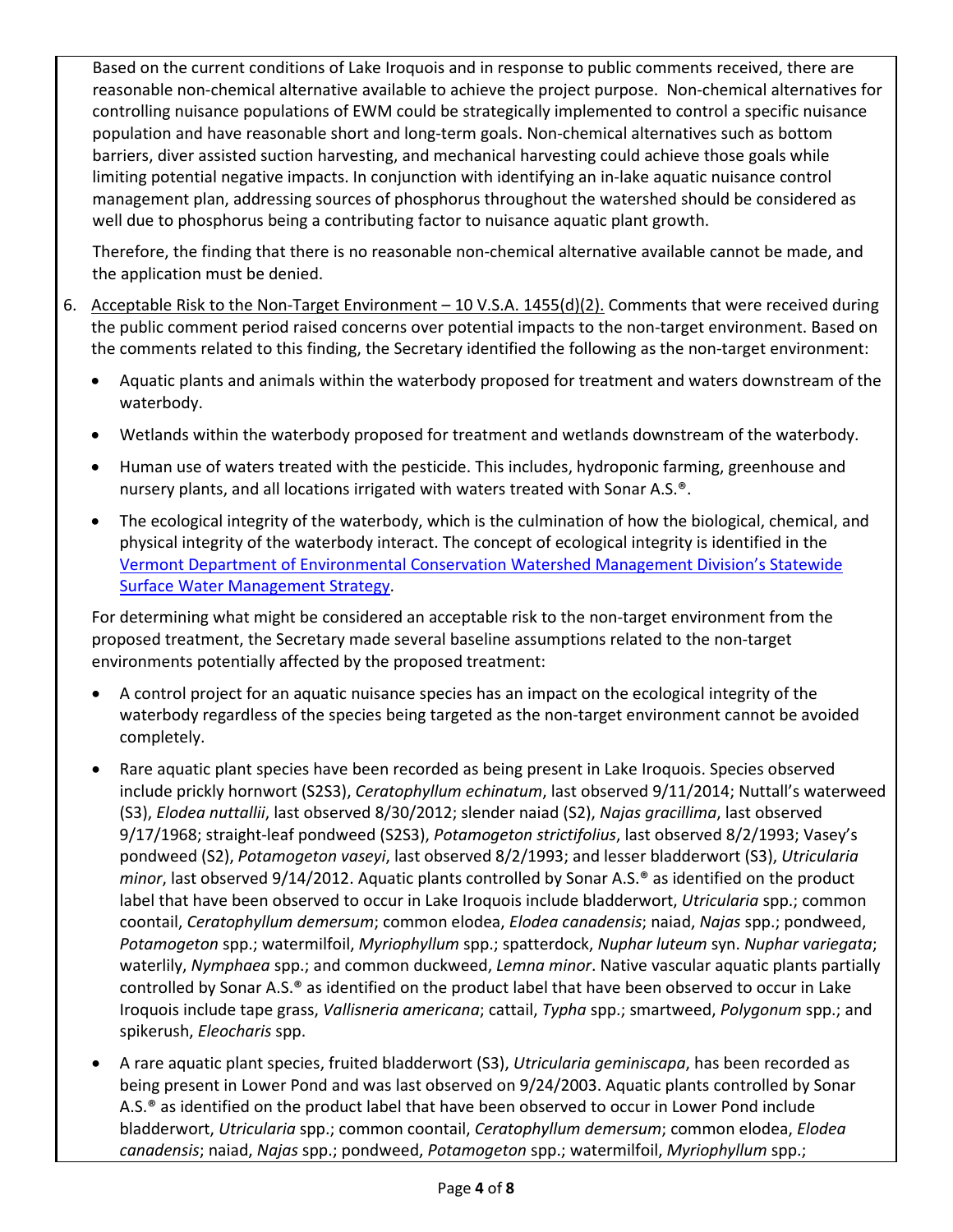Based on the current conditions of Lake Iroquois and in response to public comments received, there are reasonable non-chemical alternative available to achieve the project purpose. Non-chemical alternatives for controlling nuisance populations of EWM could be strategically implemented to control a specific nuisance population and have reasonable short and long-term goals. Non-chemical alternatives such as bottom barriers, diver assisted suction harvesting, and mechanical harvesting could achieve those goals while limiting potential negative impacts. In conjunction with identifying an in-lake aquatic nuisance control management plan, addressing sources of phosphorus throughout the watershed should be considered as well due to phosphorus being a contributing factor to nuisance aquatic plant growth.

Therefore, the finding that there is no reasonable non-chemical alternative available cannot be made, and the application must be denied.

6. Acceptable Risk to the Non-Target Environment – 10 V.S.A. 1455(d)(2). Comments that were received during the public comment period raised concerns over potential impacts to the non-target environment. Based on the comments related to this finding, the Secretary identified the following as the non-target environment:

   - Aquatic plants and animals within the waterbody proposed for treatment and waters downstream of the waterbody.
   - Wetlands within the waterbody proposed for treatment and wetlands downstream of the waterbody.
   - Human use of waters treated with the pesticide. This includes, hydroponic farming, greenhouse and nursery plants, and all locations irrigated with waters treated with Sonar A.S.®.
   - The ecological integrity of the waterbody, which is the culmination of how the biological, chemical, and physical integrity of the waterbody interact. The concept of ecological integrity is identified in the [Vermont Department of Environmental Conservation Watershed Management Division's Statewide Surface Water Management Strategy](Vermont Department of Environmental Conservation Watershed Management Division's Statewide Surface Water Management Strategy).

   For determining what might be considered an acceptable risk to the non-target environment from the proposed treatment, the Secretary made several baseline assumptions related to the non-target environments potentially affected by the proposed treatment:

   - A control project for an aquatic nuisance species has an impact on the ecological integrity of the waterbody regardless of the species being targeted as the non-target environment cannot be avoided completely.
   - Rare aquatic plant species have been recorded as being present in Lake Iroquois. Species observed include prickly hornwort (S2S3), *Ceratophyllum echinatum*, last observed 9/11/2014; Nuttall's waterweed (S3), *Elodea nuttallii*, last observed 8/30/2012; slender naiad (S2), *Najas gracillima*, last observed 9/17/1968; straight-leaf pondweed (S2S3), *Potamogeton strictifolius*, last observed 8/2/1993; Vasey's pondweed (S2), *Potamogeton vaseyi*, last observed 8/2/1993; and lesser bladderwort (S3), *Utricularia minor*, last observed 9/14/2012. Aquatic plants controlled by Sonar A.S.® as identified on the product label that have been observed to occur in Lake Iroquois include bladderwort, *Utricularia* spp.; common coontail, *Ceratophyllum demersum*; common elodea, *Elodea canadensis*; naiad, *Najas* spp.; pondweed, *Potamogeton* spp.; watermilfoil, *Myriophyllum* spp.; spatterdock, *Nuphar luteum* syn. *Nuphar variegata*; waterlily, *Nymphaea* spp.; and common duckweed, *Lemna minor*. Native vascular aquatic plants partially controlled by Sonar A.S.® as identified on the product label that have been observed to occur in Lake Iroquois include tape grass, *Vallisneria americana*; cattail, *Typha* spp.; smartweed, *Polygonum* spp.; and spikerush, *Eleocharis* spp.
   - A rare aquatic plant species, fruited bladderwort (S3), *Utricularia geminiscapa*, has been recorded as being present in Lower Pond and was last observed on 9/24/2003. Aquatic plants controlled by Sonar A.S.® as identified on the product label that have been observed to occur in Lower Pond include bladderwort, *Utricularia* spp.; common coontail, *Ceratophyllum demersum*; common elodea, *Elodea canadensis*; naiad, *Najas* spp.; pondweed, *Potamogeton* spp.; watermilfoil, *Myriophyllum* spp.;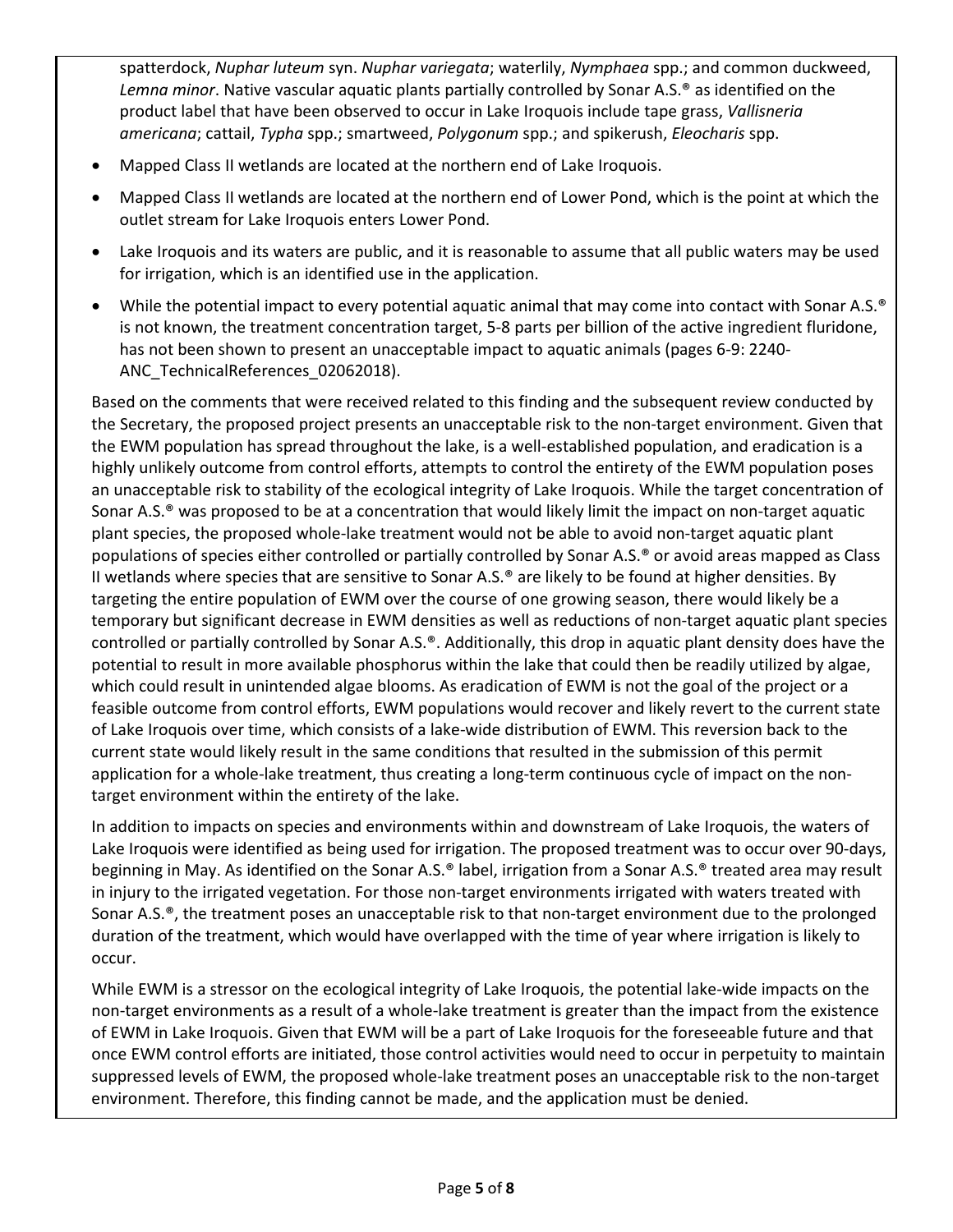spatterdock, *Nuphar luteum* syn. *Nuphar variegata*; waterlily, *Nymphaea* spp.; and common duckweed, *Lemna minor*. Native vascular aquatic plants partially controlled by Sonar A.S.® as identified on the product label that have been observed to occur in Lake Iroquois include tape grass, *Vallisneria americana*; cattail, *Typha* spp.; smartweed, *Polygonum* spp.; and spikerush, *Eleocharis* spp.

- Mapped Class II wetlands are located at the northern end of Lake Iroquois.
- Mapped Class II wetlands are located at the northern end of Lower Pond, which is the point at which the outlet stream for Lake Iroquois enters Lower Pond.
- Lake Iroquois and its waters are public, and it is reasonable to assume that all public waters may be used for irrigation, which is an identified use in the application.
- While the potential impact to every potential aquatic animal that may come into contact with Sonar A.S.® is not known, the treatment concentration target, 5-8 parts per billion of the active ingredient fluridone, has not been shown to present an unacceptable impact to aquatic animals (pages 6-9: 2240-ANC_TechnicalReferences_02062018).

Based on the comments that were received related to this finding and the subsequent review conducted by the Secretary, the proposed project presents an unacceptable risk to the non-target environment. Given that the EWM population has spread throughout the lake, is a well-established population, and eradication is a highly unlikely outcome from control efforts, attempts to control the entirety of the EWM population poses an unacceptable risk to stability of the ecological integrity of Lake Iroquois. While the target concentration of Sonar A.S.® was proposed to be at a concentration that would likely limit the impact on non-target aquatic plant species, the proposed whole-lake treatment would not be able to avoid non-target aquatic plant populations of species either controlled or partially controlled by Sonar A.S.® or avoid areas mapped as Class II wetlands where species that are sensitive to Sonar A.S.® are likely to be found at higher densities. By targeting the entire population of EWM over the course of one growing season, there would likely be a temporary but significant decrease in EWM densities as well as reductions of non-target aquatic plant species controlled or partially controlled by Sonar A.S.®. Additionally, this drop in aquatic plant density does have the potential to result in more available phosphorus within the lake that could then be readily utilized by algae, which could result in unintended algae blooms. As eradication of EWM is not the goal of the project or a feasible outcome from control efforts, EWM populations would recover and likely revert to the current state of Lake Iroquois over time, which consists of a lake-wide distribution of EWM. This reversion back to the current state would likely result in the same conditions that resulted in the submission of this permit application for a whole-lake treatment, thus creating a long-term continuous cycle of impact on the non-target environment within the entirety of the lake.

In addition to impacts on species and environments within and downstream of Lake Iroquois, the waters of Lake Iroquois were identified as being used for irrigation. The proposed treatment was to occur over 90-days, beginning in May. As identified on the Sonar A.S.® label, irrigation from a Sonar A.S.® treated area may result in injury to the irrigated vegetation. For those non-target environments irrigated with waters treated with Sonar A.S.®, the treatment poses an unacceptable risk to that non-target environment due to the prolonged duration of the treatment, which would have overlapped with the time of year where irrigation is likely to occur.

While EWM is a stressor on the ecological integrity of Lake Iroquois, the potential lake-wide impacts on the non-target environments as a result of a whole-lake treatment is greater than the impact from the existence of EWM in Lake Iroquois. Given that EWM will be a part of Lake Iroquois for the foreseeable future and that once EWM control efforts are initiated, those control activities would need to occur in perpetuity to maintain suppressed levels of EWM, the proposed whole-lake treatment poses an unacceptable risk to the non-target environment. Therefore, this finding cannot be made, and the application must be denied.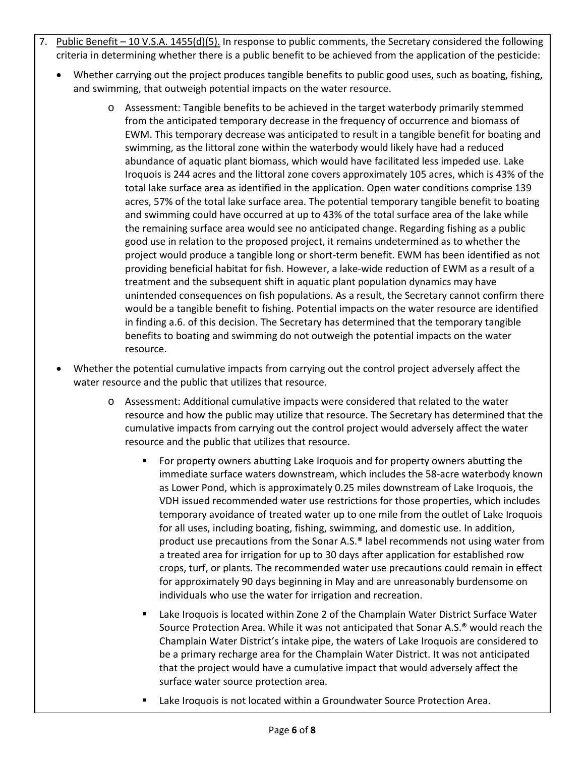7. <u>Public Benefit – 10 V.S.A. 1455(d)(5).</u> In response to public comments, the Secretary considered the following criteria in determining whether there is a public benefit to be achieved from the application of the pesticide:

   - Whether carrying out the project produces tangible benefits to public good uses, such as boating, fishing, and swimming, that outweigh potential impacts on the water resource.
     - Assessment: Tangible benefits to be achieved in the target waterbody primarily stemmed from the anticipated temporary decrease in the frequency of occurrence and biomass of EWM. This temporary decrease was anticipated to result in a tangible benefit for boating and swimming, as the littoral zone within the waterbody would likely have had a reduced abundance of aquatic plant biomass, which would have facilitated less impeded use. Lake Iroquois is 244 acres and the littoral zone covers approximately 105 acres, which is 43% of the total lake surface area as identified in the application. Open water conditions comprise 139 acres, 57% of the total lake surface area. The potential temporary tangible benefit to boating and swimming could have occurred at up to 43% of the total surface area of the lake while the remaining surface area would see no anticipated change. Regarding fishing as a public good use in relation to the proposed project, it remains undetermined as to whether the project would produce a tangible long or short-term benefit. EWM has been identified as not providing beneficial habitat for fish. However, a lake-wide reduction of EWM as a result of a treatment and the subsequent shift in aquatic plant population dynamics may have unintended consequences on fish populations. As a result, the Secretary cannot confirm there would be a tangible benefit to fishing. Potential impacts on the water resource are identified in finding a.6. of this decision. The Secretary has determined that the temporary tangible benefits to boating and swimming do not outweigh the potential impacts on the water resource.
   - Whether the potential cumulative impacts from carrying out the control project adversely affect the water resource and the public that utilizes that resource.
     - Assessment: Additional cumulative impacts were considered that related to the water resource and how the public may utilize that resource. The Secretary has determined that the cumulative impacts from carrying out the control project would adversely affect the water resource and the public that utilizes that resource.
       - For property owners abutting Lake Iroquois and for property owners abutting the immediate surface waters downstream, which includes the 58-acre waterbody known as Lower Pond, which is approximately 0.25 miles downstream of Lake Iroquois, the VDH issued recommended water use restrictions for those properties, which includes temporary avoidance of treated water up to one mile from the outlet of Lake Iroquois for all uses, including boating, fishing, swimming, and domestic use. In addition, product use precautions from the Sonar A.S.® label recommends not using water from a treated area for irrigation for up to 30 days after application for established row crops, turf, or plants. The recommended water use precautions could remain in effect for approximately 90 days beginning in May and are unreasonably burdensome on individuals who use the water for irrigation and recreation.
       - Lake Iroquois is located within Zone 2 of the Champlain Water District Surface Water Source Protection Area. While it was not anticipated that Sonar A.S.® would reach the Champlain Water District's intake pipe, the waters of Lake Iroquois are considered to be a primary recharge area for the Champlain Water District. It was not anticipated that the project would have a cumulative impact that would adversely affect the surface water source protection area.
       - Lake Iroquois is not located within a Groundwater Source Protection Area.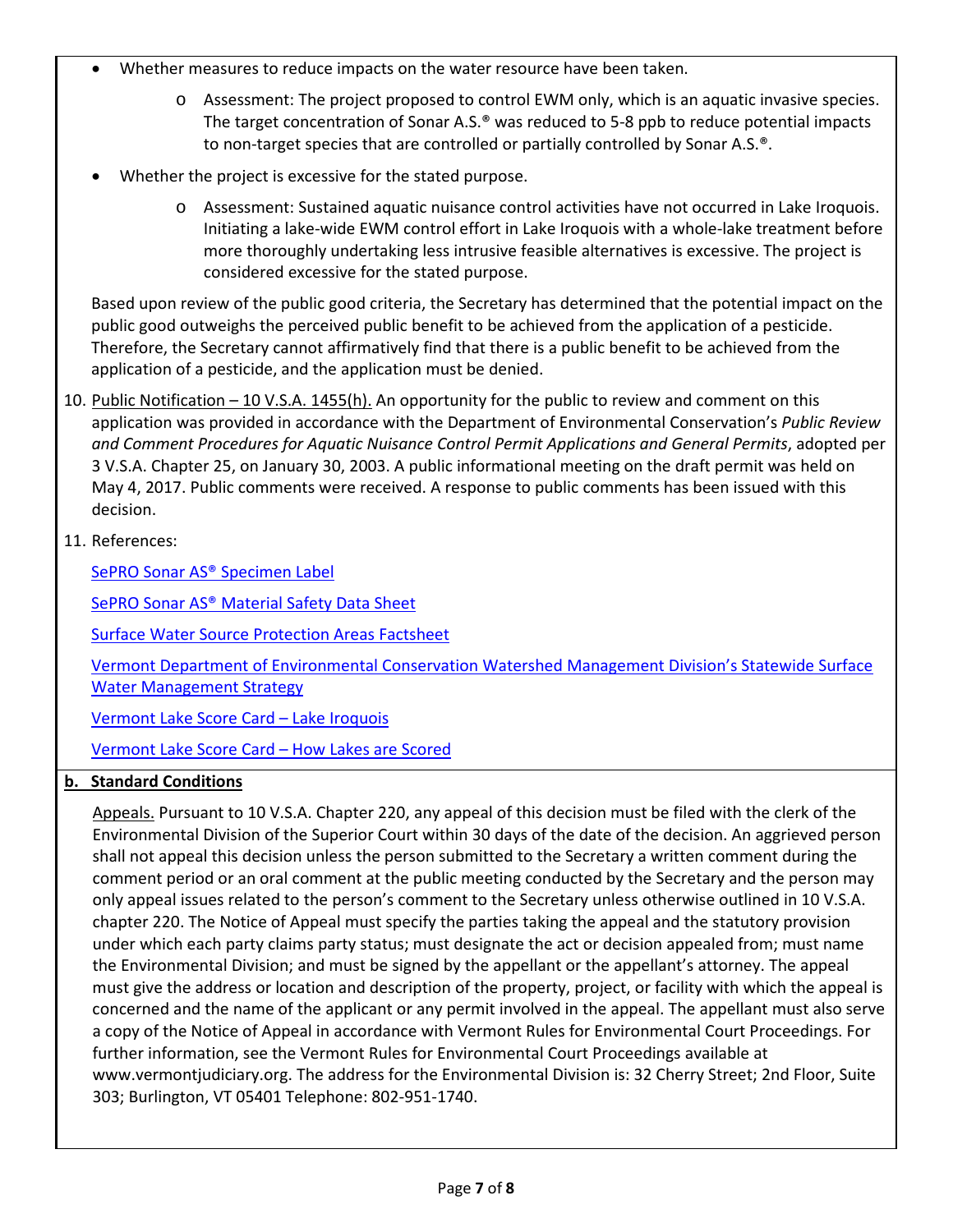- Whether measures to reduce impacts on the water resource have been taken.
  - Assessment: The project proposed to control EWM only, which is an aquatic invasive species. The target concentration of Sonar A.S.® was reduced to 5-8 ppb to reduce potential impacts to non-target species that are controlled or partially controlled by Sonar A.S.®.
- Whether the project is excessive for the stated purpose.
  - Assessment: Sustained aquatic nuisance control activities have not occurred in Lake Iroquois. Initiating a lake-wide EWM control effort in Lake Iroquois with a whole-lake treatment before more thoroughly undertaking less intrusive feasible alternatives is excessive. The project is considered excessive for the stated purpose.

Based upon review of the public good criteria, the Secretary has determined that the potential impact on the public good outweighs the perceived public benefit to be achieved from the application of a pesticide. Therefore, the Secretary cannot affirmatively find that there is a public benefit to be achieved from the application of a pesticide, and the application must be denied.

10. Public Notification – 10 V.S.A. 1455(h). An opportunity for the public to review and comment on this application was provided in accordance with the Department of Environmental Conservation's *Public Review and Comment Procedures for Aquatic Nuisance Control Permit Applications and General Permits*, adopted per 3 V.S.A. Chapter 25, on January 30, 2003. A public informational meeting on the draft permit was held on May 4, 2017. Public comments were received. A response to public comments has been issued with this decision.

11. References:

    SePRO Sonar AS® Specimen Label

    SePRO Sonar AS® Material Safety Data Sheet

    Surface Water Source Protection Areas Factsheet

    Vermont Department of Environmental Conservation Watershed Management Division's Statewide Surface Water Management Strategy

    Vermont Lake Score Card – Lake Iroquois

    Vermont Lake Score Card – How Lakes are Scored

**b. Standard Conditions**

Appeals. Pursuant to 10 V.S.A. Chapter 220, any appeal of this decision must be filed with the clerk of the Environmental Division of the Superior Court within 30 days of the date of the decision. An aggrieved person shall not appeal this decision unless the person submitted to the Secretary a written comment during the comment period or an oral comment at the public meeting conducted by the Secretary and the person may only appeal issues related to the person's comment to the Secretary unless otherwise outlined in 10 V.S.A. chapter 220. The Notice of Appeal must specify the parties taking the appeal and the statutory provision under which each party claims party status; must designate the act or decision appealed from; must name the Environmental Division; and must be signed by the appellant or the appellant's attorney. The appeal must give the address or location and description of the property, project, or facility with which the appeal is concerned and the name of the applicant or any permit involved in the appeal. The appellant must also serve a copy of the Notice of Appeal in accordance with Vermont Rules for Environmental Court Proceedings. For further information, see the Vermont Rules for Environmental Court Proceedings available at www.vermontjudiciary.org. The address for the Environmental Division is: 32 Cherry Street; 2nd Floor, Suite 303; Burlington, VT 05401 Telephone: 802-951-1740.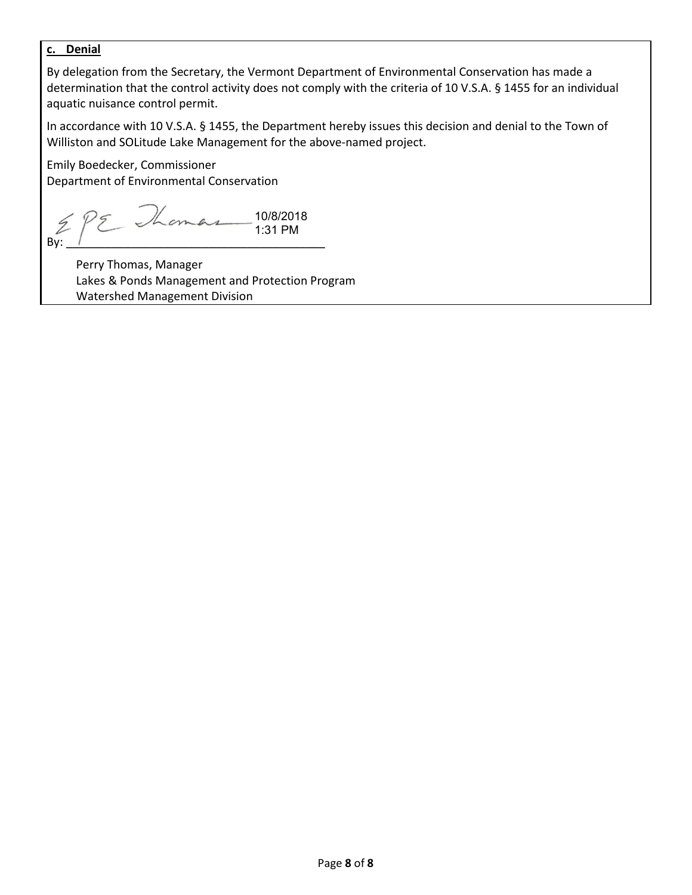**c. Denial**

By delegation from the Secretary, the Vermont Department of Environmental Conservation has made a determination that the control activity does not comply with the criteria of 10 V.S.A. § 1455 for an individual aquatic nuisance control permit.

In accordance with 10 V.S.A. § 1455, the Department hereby issues this decision and denial to the Town of Williston and SOLitude Lake Management for the above-named project.

Emily Boedecker, Commissioner
Department of Environmental Conservation

By: ______________________________________ 10/8/2018 1:31 PM

Perry Thomas, Manager
Lakes & Ponds Management and Protection Program
Watershed Management Division